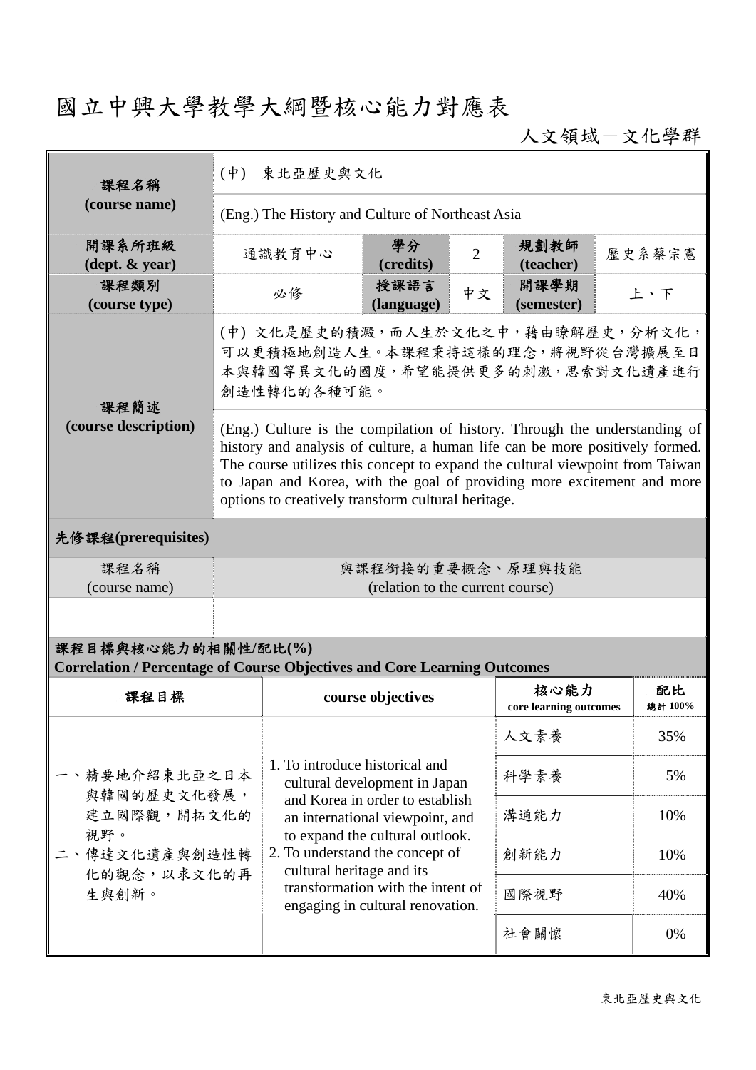# 國立中興大學教學大綱暨核心能力對應表

人文領域－文化學群

| 課程名稱 (course name) | (中) 東北亞歷史與文化 | | | | |
|---|---|---|---|---|---|
| | (Eng.) The History and Culture of Northeast Asia | | | | |
| 開課系所班級 (dept. & year) | 通識教育中心 | 學分 (credits) | 2 | 規劃教師 (teacher) | 歷史系蔡宗憲 |
| 課程類別 (course type) | 必修 | 授課語言 (language) | 中文 | 開課學期 (semester) | 上、下 |
| 課程簡述 (course description) | (中) 文化是歷史的積澱，而人生於文化之中，藉由瞭解歷史，分析文化，可以更積極地創造人生。本課程秉持這樣的理念，將視野從台灣擴展至日本與韓國等異文化的國度，希望能提供更多的刺激，思索對文化遺產進行創造性轉化的各種可能。 | | | | |
| | (Eng.) Culture is the compilation of history. Through the understanding of history and analysis of culture, a human life can be more positively formed. The course utilizes this concept to expand the cultural viewpoint from Taiwan to Japan and Korea, with the goal of providing more excitement and more options to creatively transform cultural heritage. | | | | |

**先修課程(prerequisites)**

| 課程名稱 (course name) | 與課程銜接的重要概念、原理與技能 (relation to the current course) |
|---|---|
| | |

**課程目標與核心能力的相關性/配比(%)**
**Correlation / Percentage of Course Objectives and Core Learning Outcomes**

| 課程目標 | course objectives | 核心能力 core learning outcomes | 配比 總計 100% |
|---|---|---|---|
| 一、精要地介紹東北亞之日本與韓國的歷史文化發展，建立國際觀，開拓文化的視野。<br>二、傳達文化遺產與創造性轉化的觀念，以求文化的再生與創新。 | 1. To introduce historical and cultural development in Japan and Korea in order to establish an international viewpoint, and to expand the cultural outlook.<br>2. To understand the concept of cultural heritage and its transformation with the intent of engaging in cultural renovation. | 人文素養 | 35% |
| | | 科學素養 | 5% |
| | | 溝通能力 | 10% |
| | | 創新能力 | 10% |
| | | 國際視野 | 40% |
| | | 社會關懷 | 0% |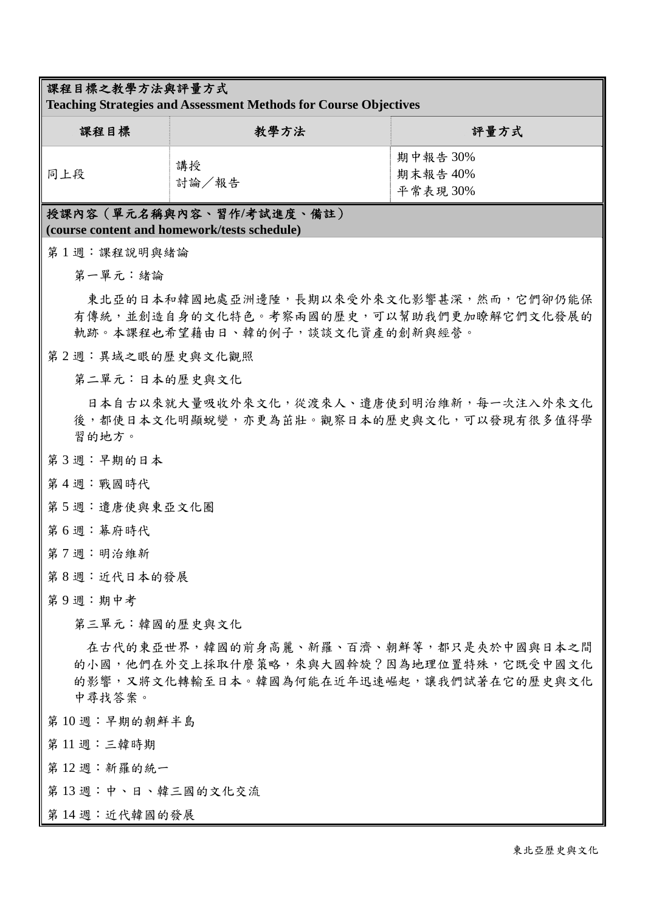## 課程目標之教學方法與評量方式
**Teaching Strategies and Assessment Methods for Course Objectives**

| 課程目標 | 教學方法 | 評量方式 |
| --- | --- | --- |
| 同上段 | 講授<br>討論／報告 | 期中報告 30%<br>期末報告 40%<br>平常表現 30% |

## 授課內容（單元名稱與內容、習作/考試進度、備註）
**(course content and homework/tests schedule)**

第 1 週：課程說明與緒論

第一單元：緒論

東北亞的日本和韓國地處亞洲邊陲，長期以來受外來文化影響甚深，然而，它們卻仍能保有傳統，並創造自身的文化特色。考察兩國的歷史，可以幫助我們更加瞭解它們文化發展的軌跡。本課程也希望藉由日、韓的例子，談談文化資產的創新與經營。

第 2 週：異域之眼的歷史與文化觀照

第二單元：日本的歷史與文化

日本自古以來就大量吸收外來文化，從渡來人、遣唐使到明治維新，每一次注入外來文化後，都使日本文化明顯蛻變，亦更為茁壯。觀察日本的歷史與文化，可以發現有很多值得學習的地方。

第 3 週：早期的日本

第 4 週：戰國時代

第 5 週：遣唐使與東亞文化圈

第 6 週：幕府時代

第 7 週：明治維新

第 8 週：近代日本的發展

第 9 週：期中考

第三單元：韓國的歷史與文化

在古代的東亞世界，韓國的前身高麗、新羅、百濟、朝鮮等，都只是夾於中國與日本之間的小國，他們在外交上採取什麼策略，來與大國斡旋？因為地理位置特殊，它既受中國文化的影響，又將文化轉輸至日本。韓國為何能在近年迅速崛起，讓我們試著在它的歷史與文化中尋找答案。

第 10 週：早期的朝鮮半島

第 11 週：三韓時期

第 12 週：新羅的統一

第 13 週：中、日、韓三國的文化交流

第 14 週：近代韓國的發展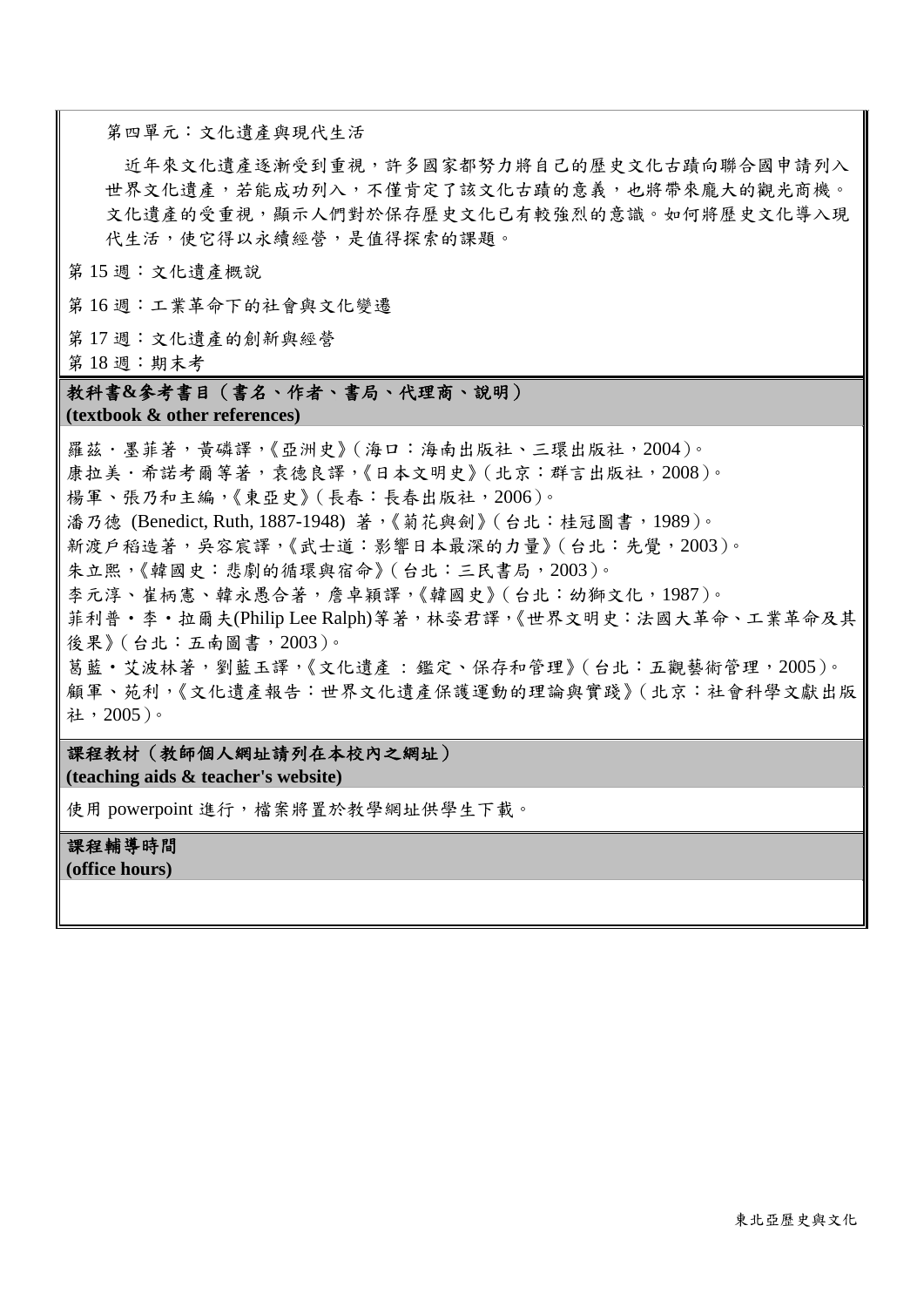第四單元：文化遺產與現代生活

近年來文化遺產逐漸受到重視，許多國家都努力將自己的歷史文化古蹟向聯合國申請列入世界文化遺產，若能成功列入，不僅肯定了該文化古蹟的意義，也將帶來龐大的觀光商機。文化遺產的受重視，顯示人們對於保存歷史文化已有較強烈的意識。如何將歷史文化導入現代生活，使它得以永續經營，是值得探索的課題。

第 15 週：文化遺產概說

第 16 週：工業革命下的社會與文化變遷

第 17 週：文化遺產的創新與經營

第 18 週：期末考

**教科書&參考書目（書名、作者、書局、代理商、說明）**
**(textbook & other references)**

羅茲・墨菲著，黃磷譯，《亞洲史》(海口：海南出版社、三環出版社，2004)。
康拉美・希諾考爾等著，袁德良譯，《日本文明史》(北京：群言出版社，2008)。
楊軍、張乃和主編，《東亞史》(長春：長春出版社，2006)。
潘乃德 (Benedict, Ruth, 1887-1948) 著，《菊花與劍》(台北：桂冠圖書，1989)。
新渡戶稻造著，吳容宸譯，《武士道：影響日本最深的力量》(台北：先覺，2003)。
朱立熙，《韓國史：悲劇的循環與宿命》(台北：三民書局，2003)。
李元淳、崔柄憲、韓永愚合著，詹卓穎譯，《韓國史》(台北：幼獅文化，1987)。
菲利普・李・拉爾夫(Philip Lee Ralph)等著，林姿君譯，《世界文明史：法國大革命、工業革命及其後果》(台北：五南圖書，2003)。
葛藍・艾波林著，劉藍玉譯，《文化遺產 : 鑑定、保存和管理》(台北：五觀藝術管理，2005)。
顧軍、苑利，《文化遺產報告：世界文化遺產保護運動的理論與實踐》(北京：社會科學文獻出版社，2005)。

**課程教材（教師個人網址請列在本校內之網址）**
**(teaching aids & teacher's website)**

使用 powerpoint 進行，檔案將置於教學網址供學生下載。

**課程輔導時間**
**(office hours)**